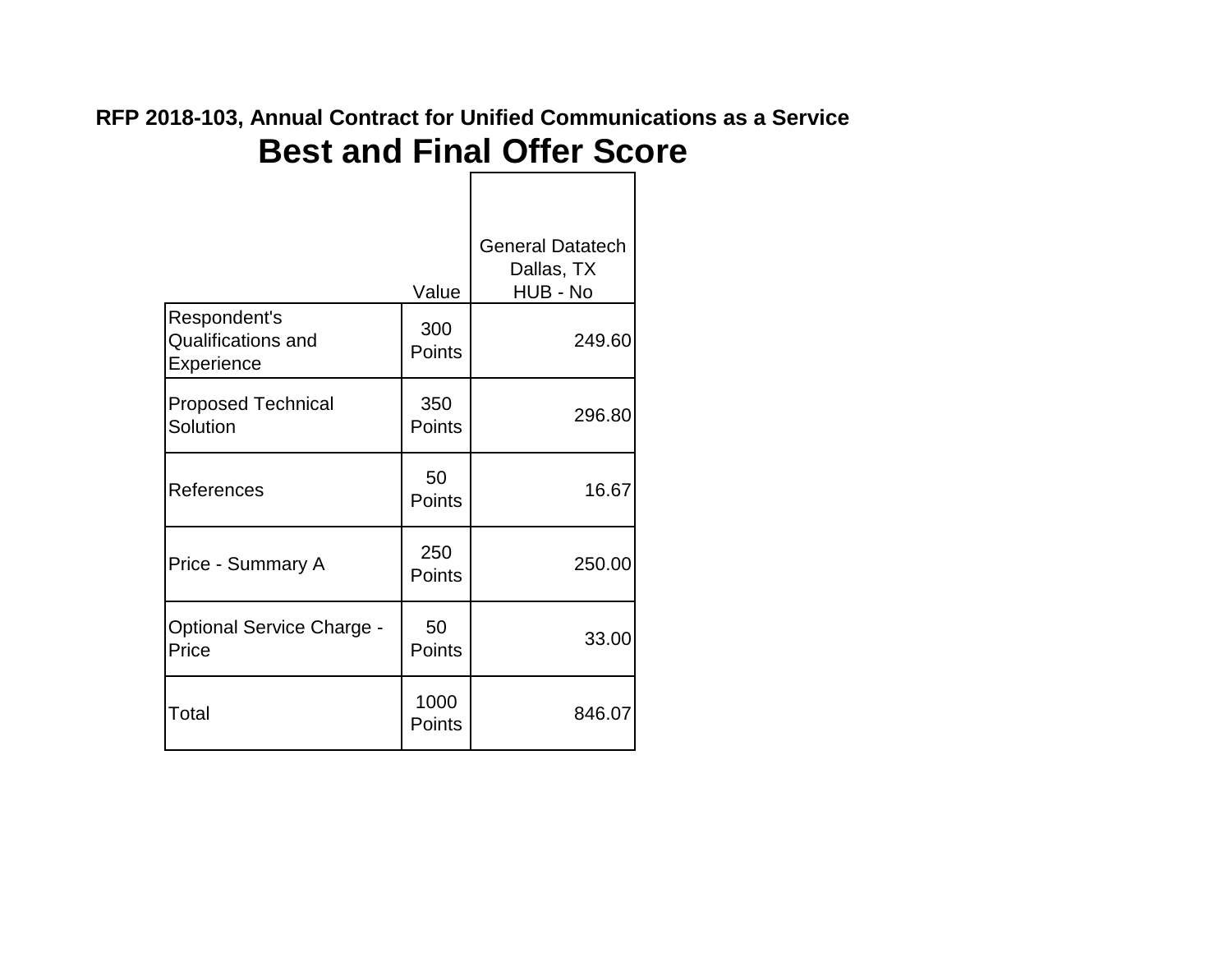**RFP 2018-103, Annual Contract for Unified Communications as a Service**

# Best and Final Offer Score

| | Value | General Datatech Dallas, TX HUB - No |
|---|---|---|
| Respondent's Qualifications and Experience | 300 Points | 249.60 |
| Proposed Technical Solution | 350 Points | 296.80 |
| References | 50 Points | 16.67 |
| Price - Summary A | 250 Points | 250.00 |
| Optional Service Charge - Price | 50 Points | 33.00 |
| Total | 1000 Points | 846.07 |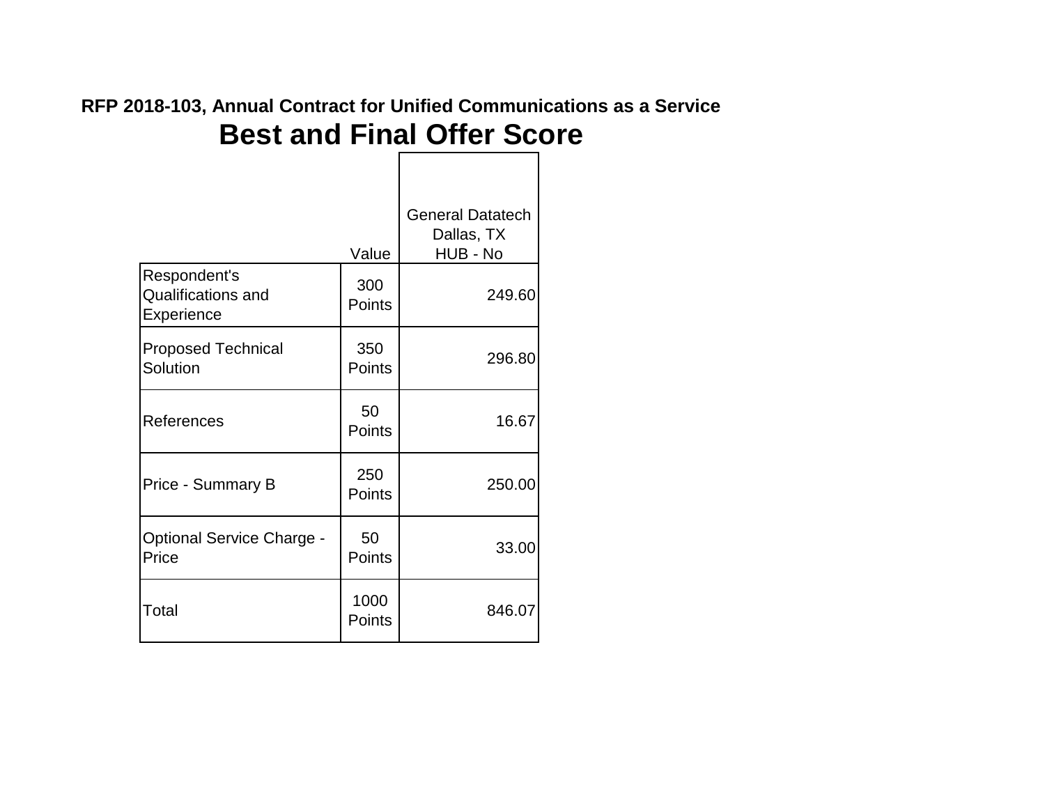## RFP 2018-103, Annual Contract for Unified Communications as a Service

# Best and Final Offer Score

| | Value | General Datatech Dallas, TX HUB - No |
|---|---|---|
| Respondent's Qualifications and Experience | 300 Points | 249.60 |
| Proposed Technical Solution | 350 Points | 296.80 |
| References | 50 Points | 16.67 |
| Price - Summary B | 250 Points | 250.00 |
| Optional Service Charge - Price | 50 Points | 33.00 |
| Total | 1000 Points | 846.07 |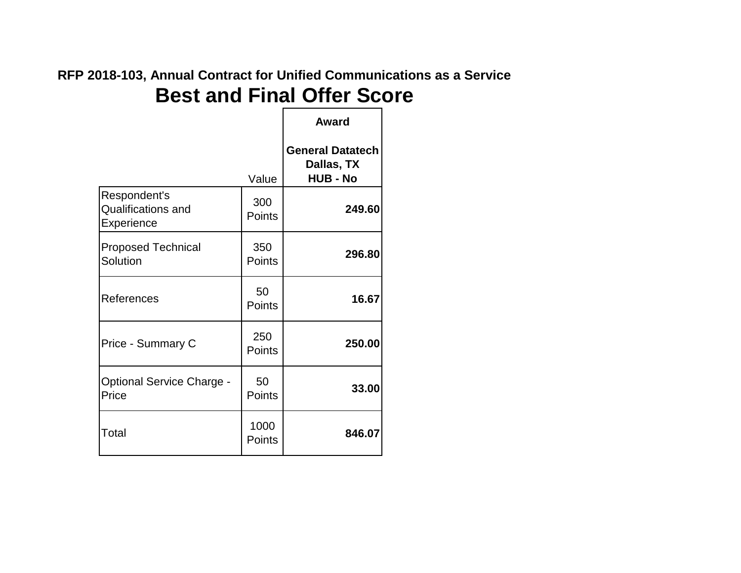**RFP 2018-103, Annual Contract for Unified Communications as a Service**

# Best and Final Offer Score

| | Value | Award<br><br>General Datatech<br>Dallas, TX<br>HUB - No |
|---|---|---|
| Respondent's Qualifications and Experience | 300 Points | **249.60** |
| Proposed Technical Solution | 350 Points | **296.80** |
| References | 50 Points | **16.67** |
| Price - Summary C | 250 Points | **250.00** |
| Optional Service Charge - Price | 50 Points | **33.00** |
| Total | 1000 Points | **846.07** |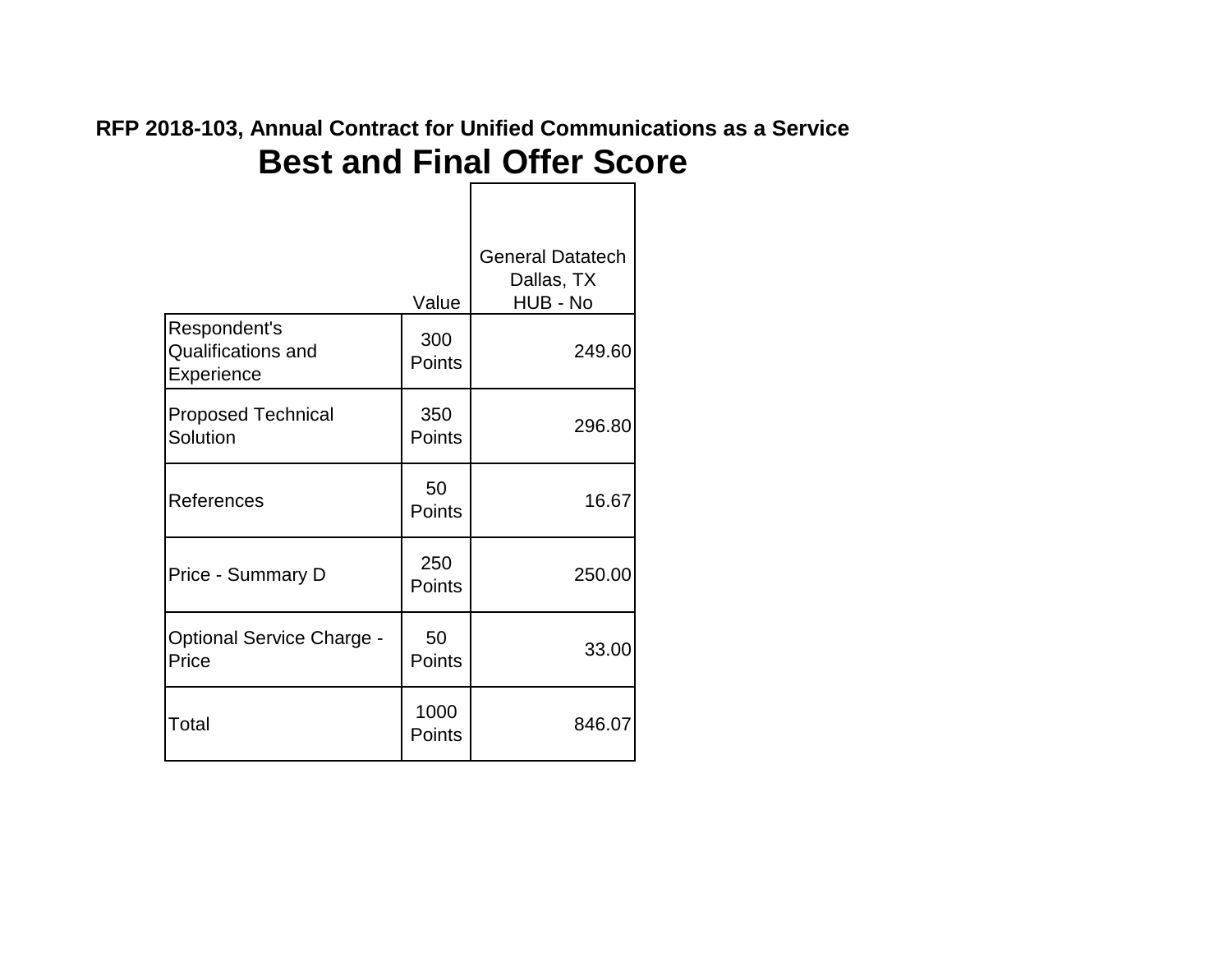**RFP 2018-103, Annual Contract for Unified Communications as a Service**

# Best and Final Offer Score

| | Value | General Datatech Dallas, TX HUB - No |
|---|---|---|
| Respondent's Qualifications and Experience | 300 Points | 249.60 |
| Proposed Technical Solution | 350 Points | 296.80 |
| References | 50 Points | 16.67 |
| Price - Summary D | 250 Points | 250.00 |
| Optional Service Charge - Price | 50 Points | 33.00 |
| Total | 1000 Points | 846.07 |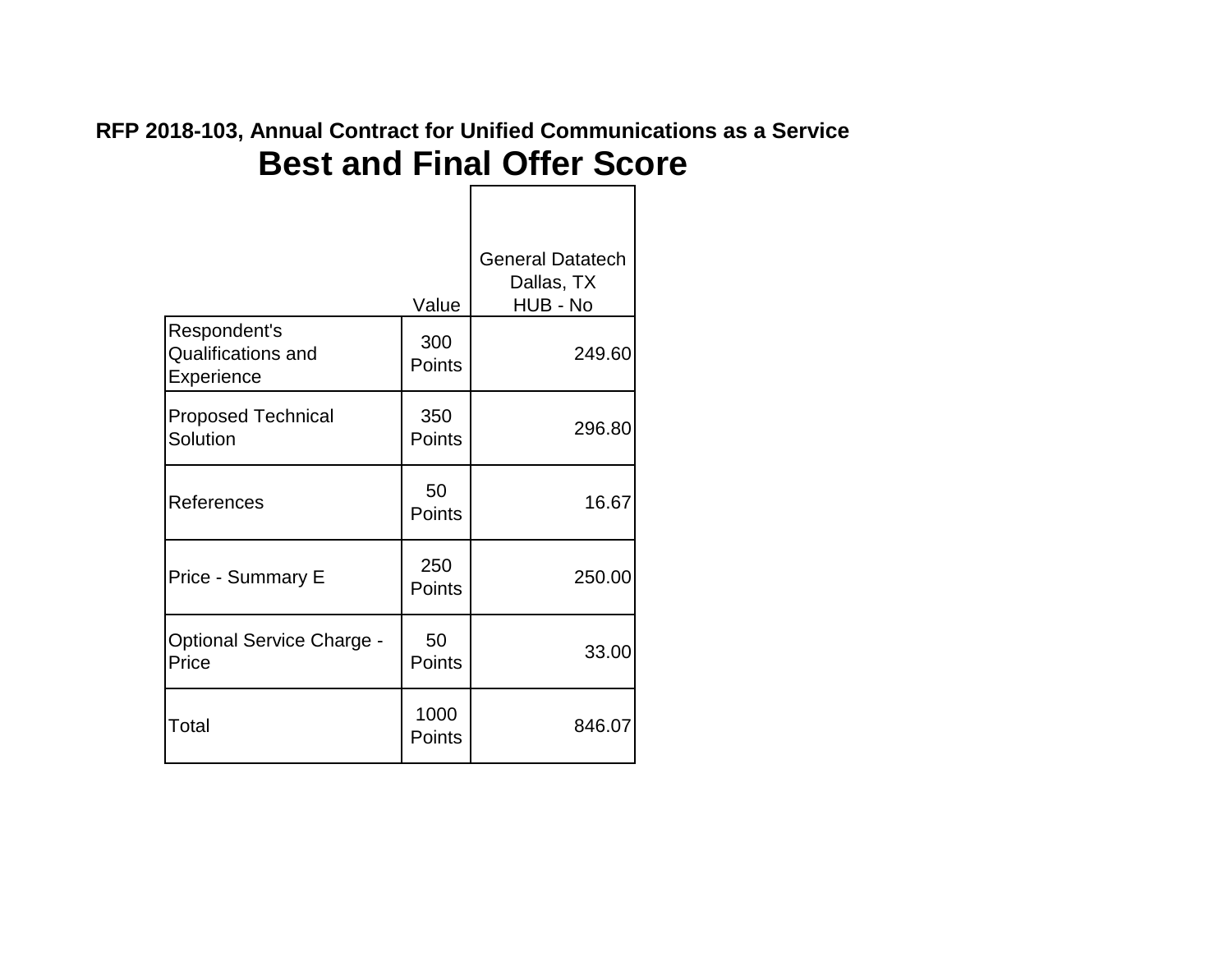**RFP 2018-103, Annual Contract for Unified Communications as a Service**

# Best and Final Offer Score

| | Value | General Datatech Dallas, TX HUB - No |
|---|---|---|
| Respondent's Qualifications and Experience | 300 Points | 249.60 |
| Proposed Technical Solution | 350 Points | 296.80 |
| References | 50 Points | 16.67 |
| Price - Summary E | 250 Points | 250.00 |
| Optional Service Charge - Price | 50 Points | 33.00 |
| Total | 1000 Points | 846.07 |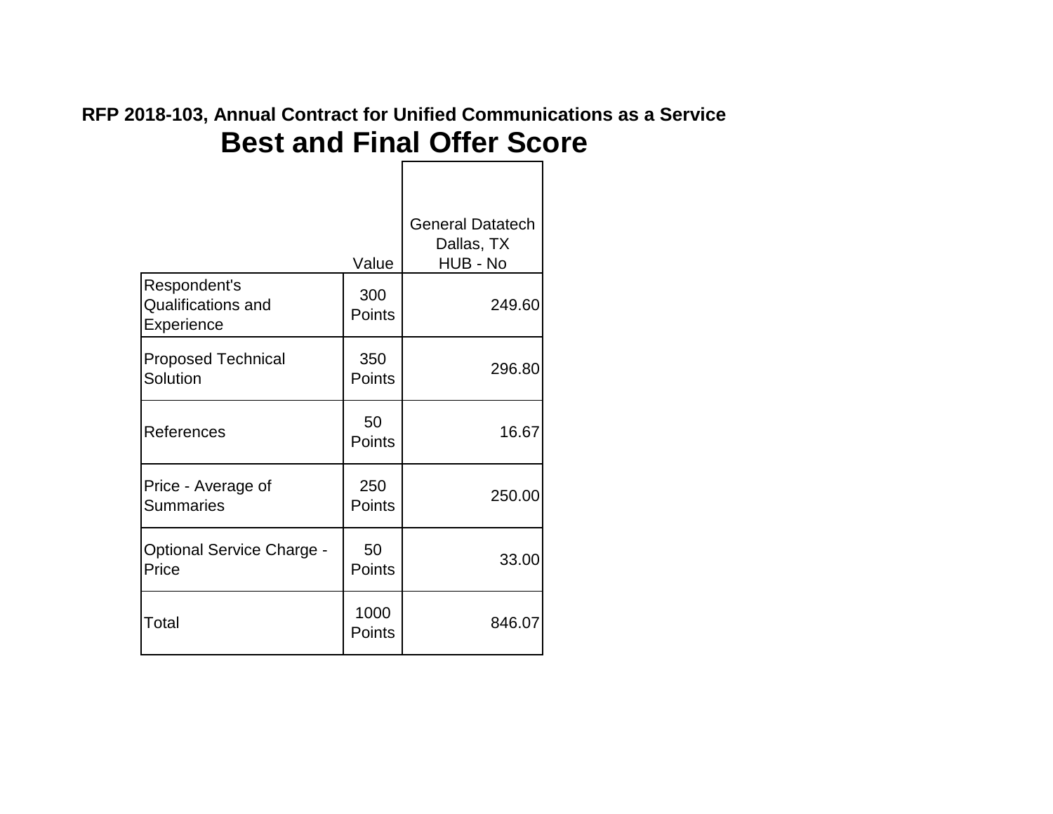**RFP 2018-103, Annual Contract for Unified Communications as a Service**

# Best and Final Offer Score

| | Value | General Datatech Dallas, TX HUB - No |
|---|---|---|
| Respondent's Qualifications and Experience | 300 Points | 249.60 |
| Proposed Technical Solution | 350 Points | 296.80 |
| References | 50 Points | 16.67 |
| Price - Average of Summaries | 250 Points | 250.00 |
| Optional Service Charge - Price | 50 Points | 33.00 |
| Total | 1000 Points | 846.07 |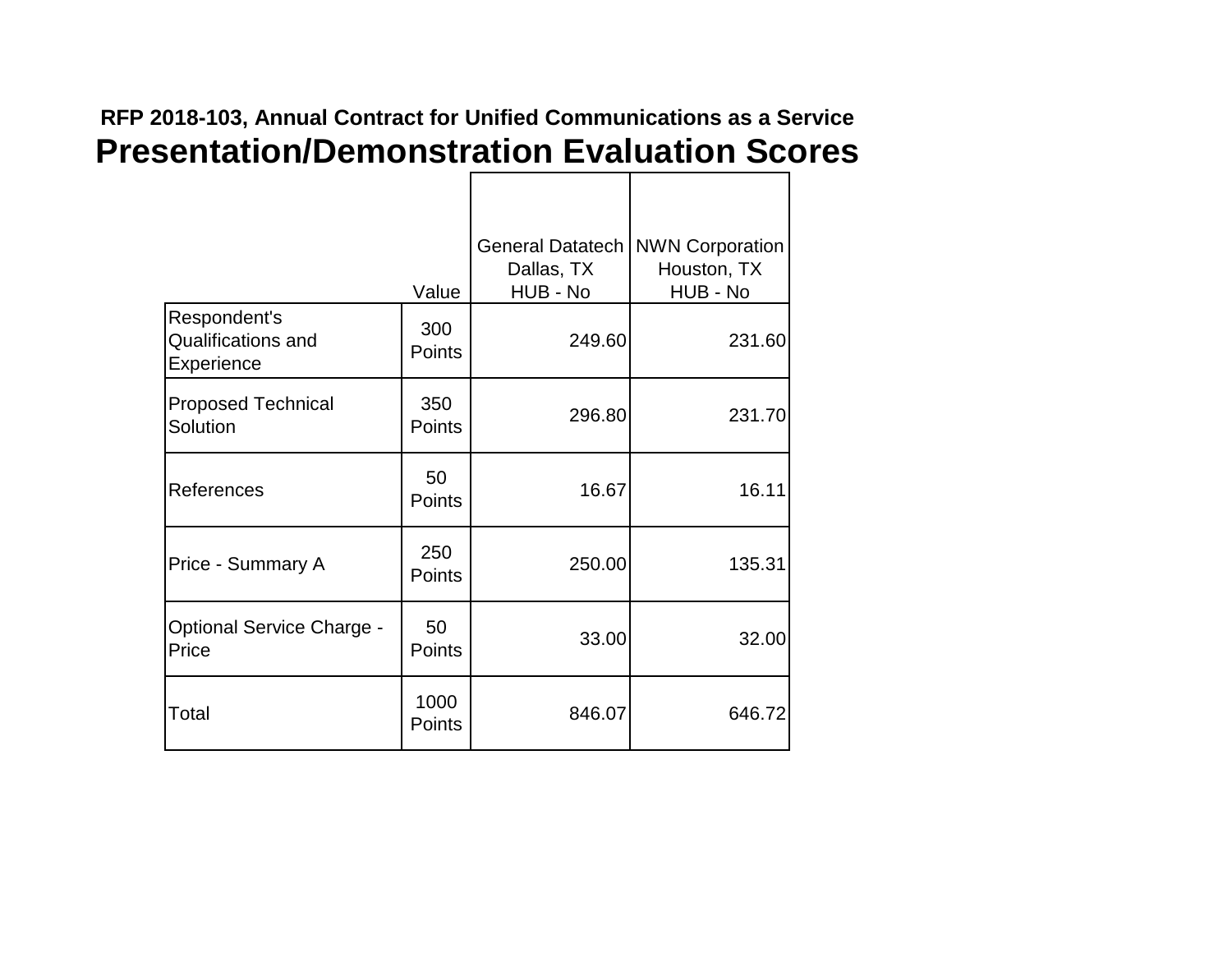**RFP 2018-103, Annual Contract for Unified Communications as a Service**

# Presentation/Demonstration Evaluation Scores

| | Value | General Datatech<br>Dallas, TX<br>HUB - No | NWN Corporation<br>Houston, TX<br>HUB - No |
|---|---|---|---|
| Respondent's Qualifications and Experience | 300 Points | 249.60 | 231.60 |
| Proposed Technical Solution | 350 Points | 296.80 | 231.70 |
| References | 50 Points | 16.67 | 16.11 |
| Price - Summary A | 250 Points | 250.00 | 135.31 |
| Optional Service Charge - Price | 50 Points | 33.00 | 32.00 |
| Total | 1000 Points | 846.07 | 646.72 |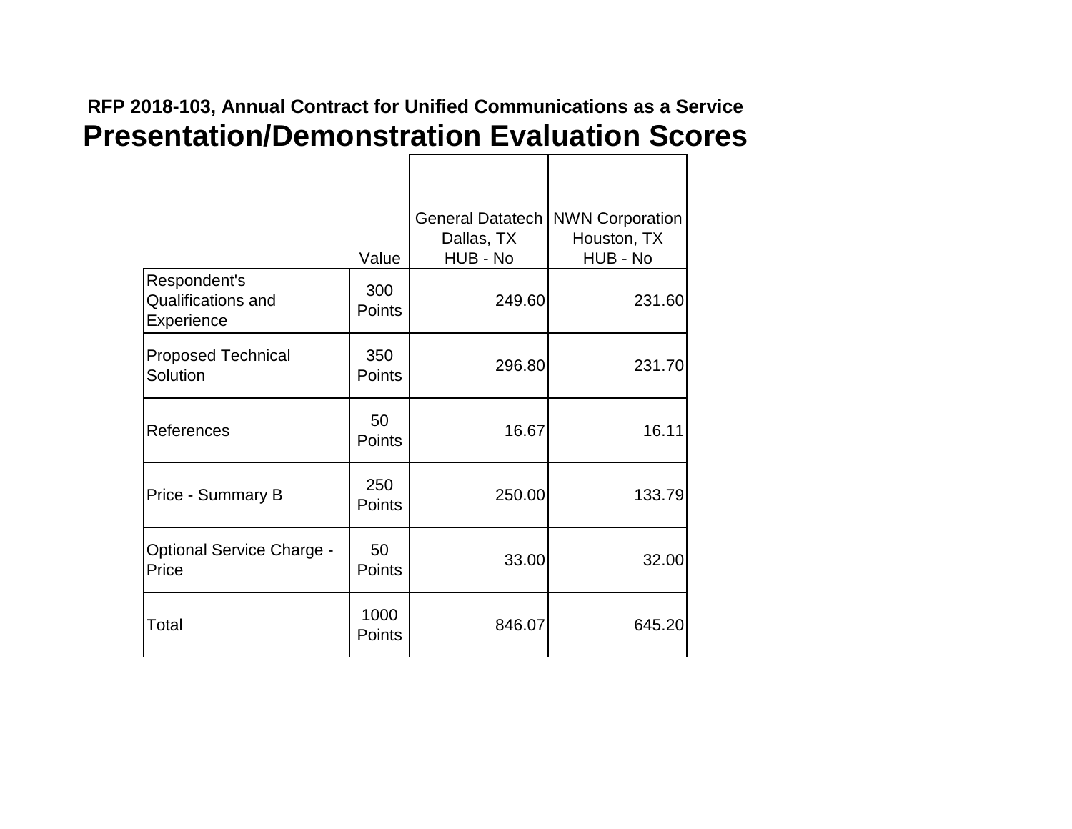**RFP 2018-103, Annual Contract for Unified Communications as a Service**

# Presentation/Demonstration Evaluation Scores

| | Value | General Datatech Dallas, TX HUB - No | NWN Corporation Houston, TX HUB - No |
|---|---|---|---|
| Respondent's Qualifications and Experience | 300 Points | 249.60 | 231.60 |
| Proposed Technical Solution | 350 Points | 296.80 | 231.70 |
| References | 50 Points | 16.67 | 16.11 |
| Price - Summary B | 250 Points | 250.00 | 133.79 |
| Optional Service Charge - Price | 50 Points | 33.00 | 32.00 |
| Total | 1000 Points | 846.07 | 645.20 |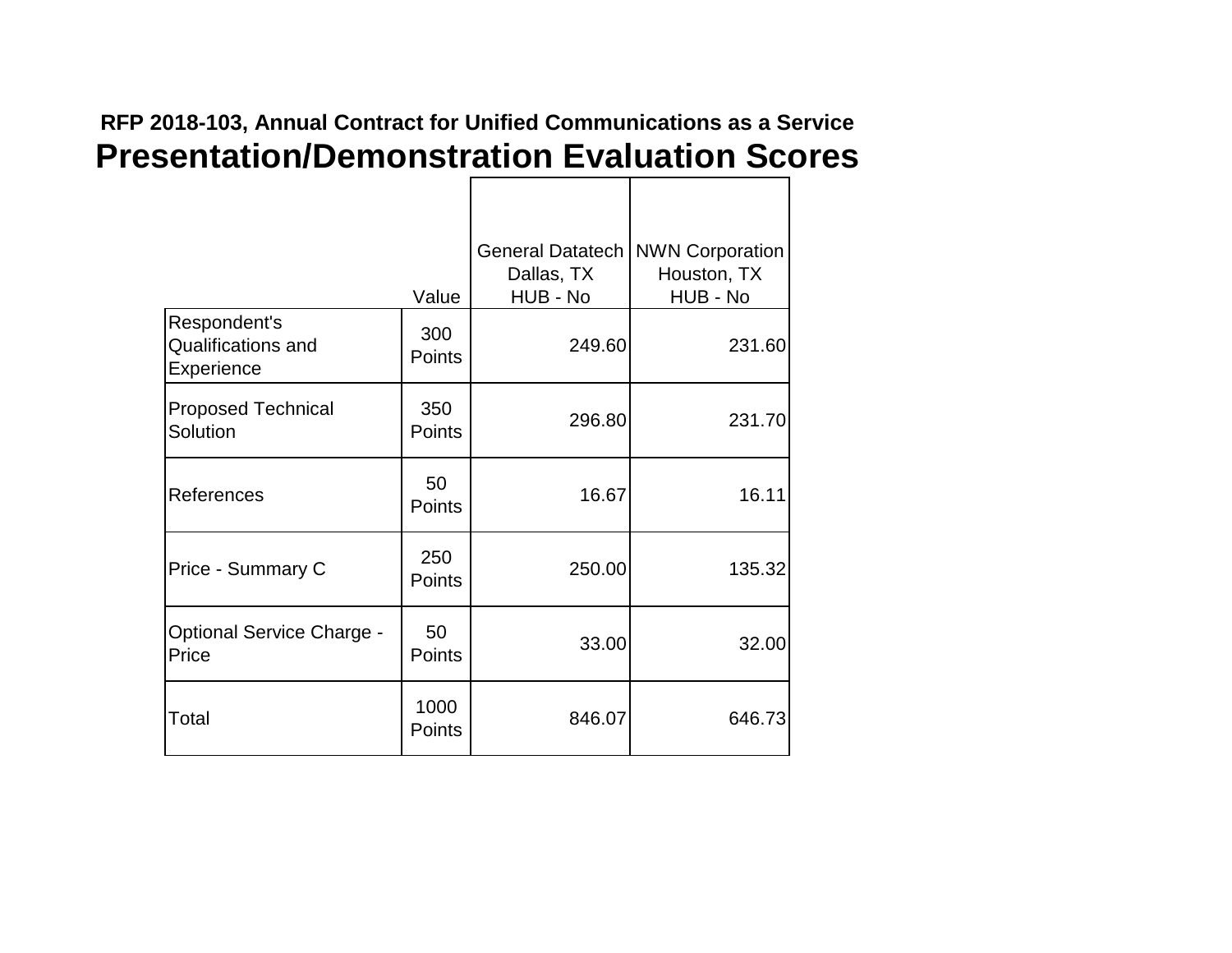**RFP 2018-103, Annual Contract for Unified Communications as a Service**

# Presentation/Demonstration Evaluation Scores

| | Value | General Datatech Dallas, TX HUB - No | NWN Corporation Houston, TX HUB - No |
|---|---|---|---|
| Respondent's Qualifications and Experience | 300 Points | 249.60 | 231.60 |
| Proposed Technical Solution | 350 Points | 296.80 | 231.70 |
| References | 50 Points | 16.67 | 16.11 |
| Price - Summary C | 250 Points | 250.00 | 135.32 |
| Optional Service Charge - Price | 50 Points | 33.00 | 32.00 |
| Total | 1000 Points | 846.07 | 646.73 |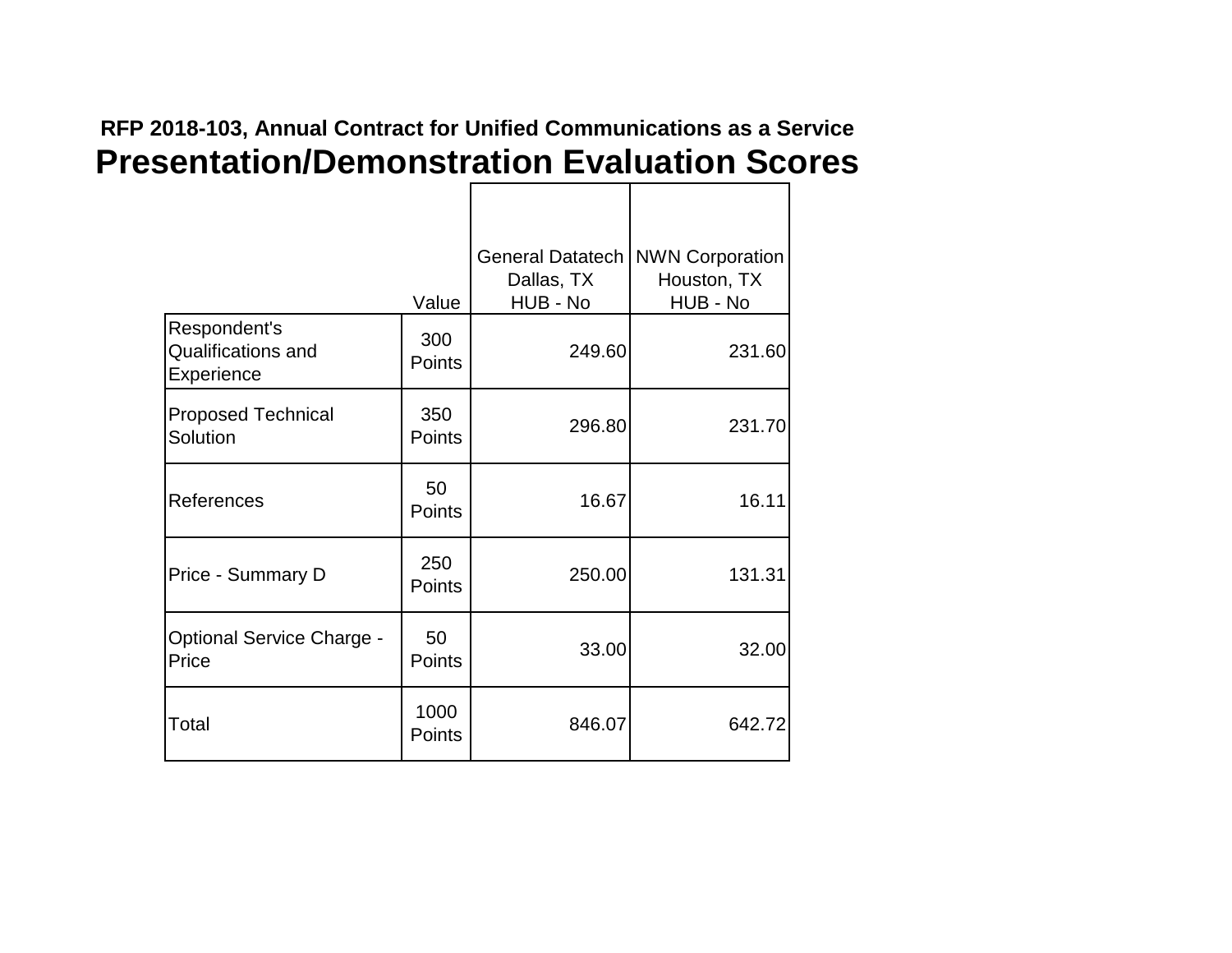**RFP 2018-103, Annual Contract for Unified Communications as a Service**

# Presentation/Demonstration Evaluation Scores

| | Value | General Datatech Dallas, TX HUB - No | NWN Corporation Houston, TX HUB - No |
|---|---|---|---|
| Respondent's Qualifications and Experience | 300 Points | 249.60 | 231.60 |
| Proposed Technical Solution | 350 Points | 296.80 | 231.70 |
| References | 50 Points | 16.67 | 16.11 |
| Price - Summary D | 250 Points | 250.00 | 131.31 |
| Optional Service Charge - Price | 50 Points | 33.00 | 32.00 |
| Total | 1000 Points | 846.07 | 642.72 |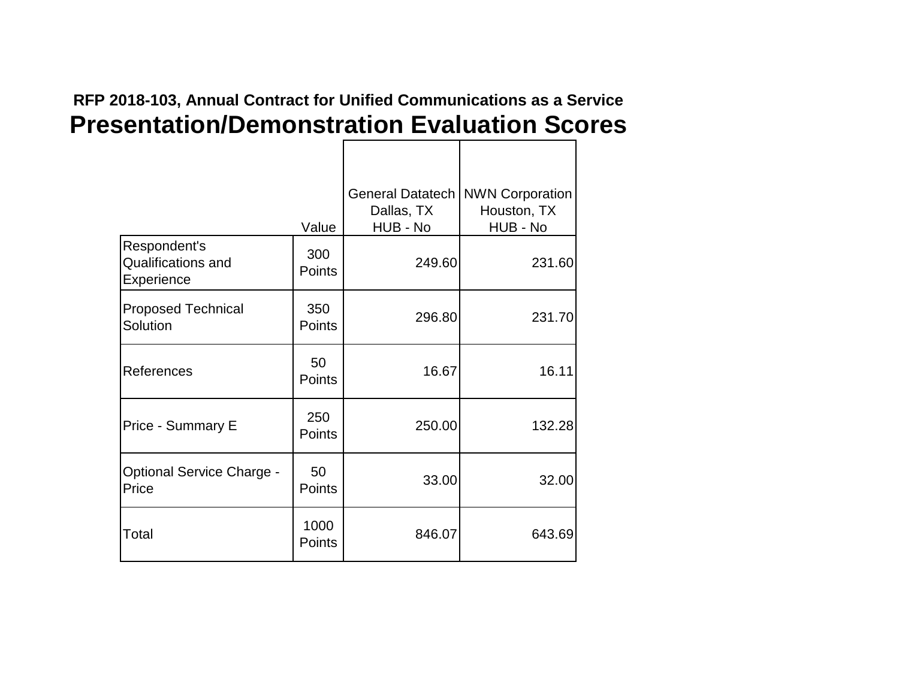**RFP 2018-103, Annual Contract for Unified Communications as a Service**

# Presentation/Demonstration Evaluation Scores

| | Value | General Datatech<br>Dallas, TX<br>HUB - No | NWN Corporation<br>Houston, TX<br>HUB - No |
|---|---|---|---|
| Respondent's Qualifications and Experience | 300 Points | 249.60 | 231.60 |
| Proposed Technical Solution | 350 Points | 296.80 | 231.70 |
| References | 50 Points | 16.67 | 16.11 |
| Price - Summary E | 250 Points | 250.00 | 132.28 |
| Optional Service Charge - Price | 50 Points | 33.00 | 32.00 |
| Total | 1000 Points | 846.07 | 643.69 |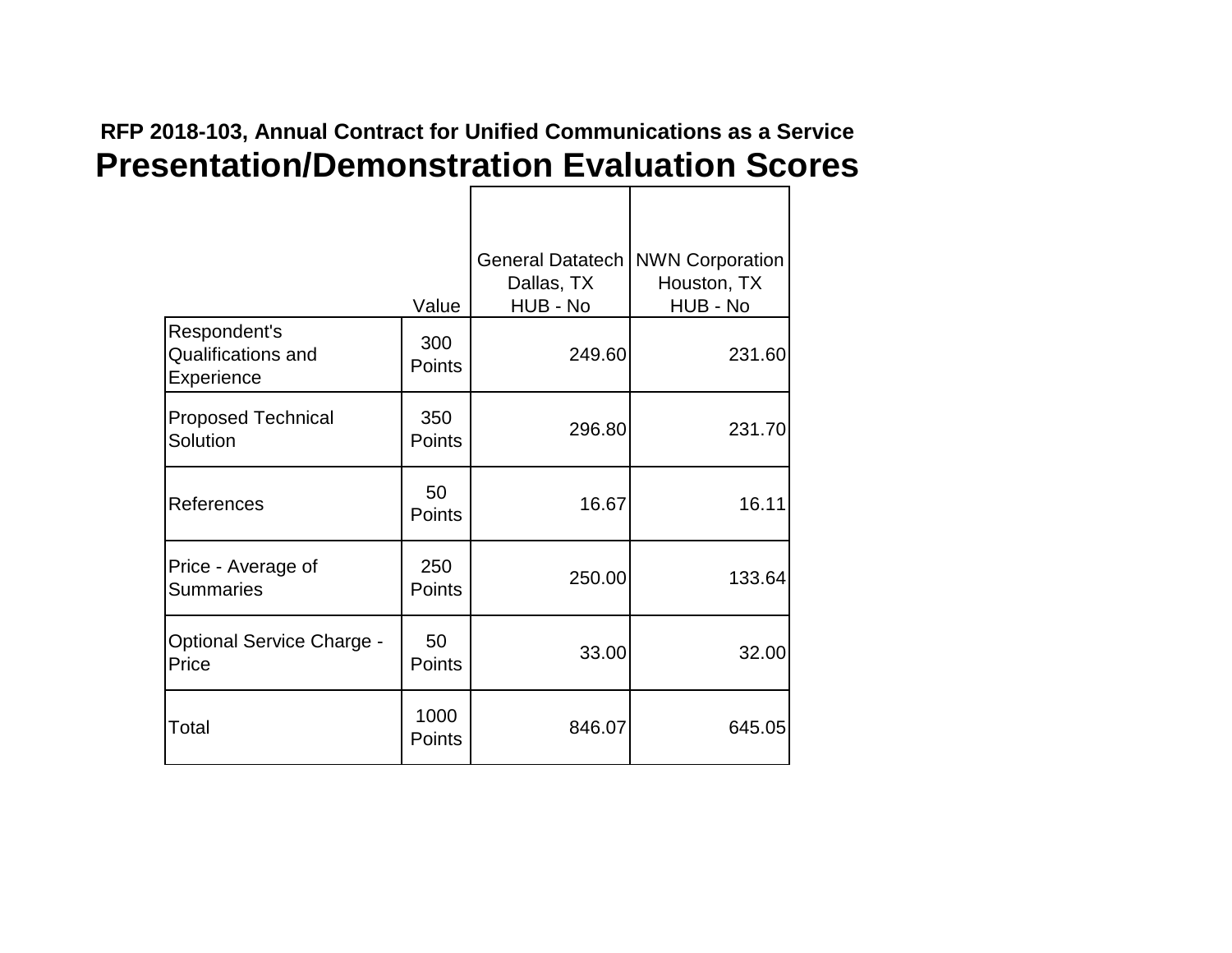**RFP 2018-103, Annual Contract for Unified Communications as a Service**

# Presentation/Demonstration Evaluation Scores

| | Value | General Datatech Dallas, TX HUB - No | NWN Corporation Houston, TX HUB - No |
|---|---|---|---|
| Respondent's Qualifications and Experience | 300 Points | 249.60 | 231.60 |
| Proposed Technical Solution | 350 Points | 296.80 | 231.70 |
| References | 50 Points | 16.67 | 16.11 |
| Price - Average of Summaries | 250 Points | 250.00 | 133.64 |
| Optional Service Charge - Price | 50 Points | 33.00 | 32.00 |
| Total | 1000 Points | 846.07 | 645.05 |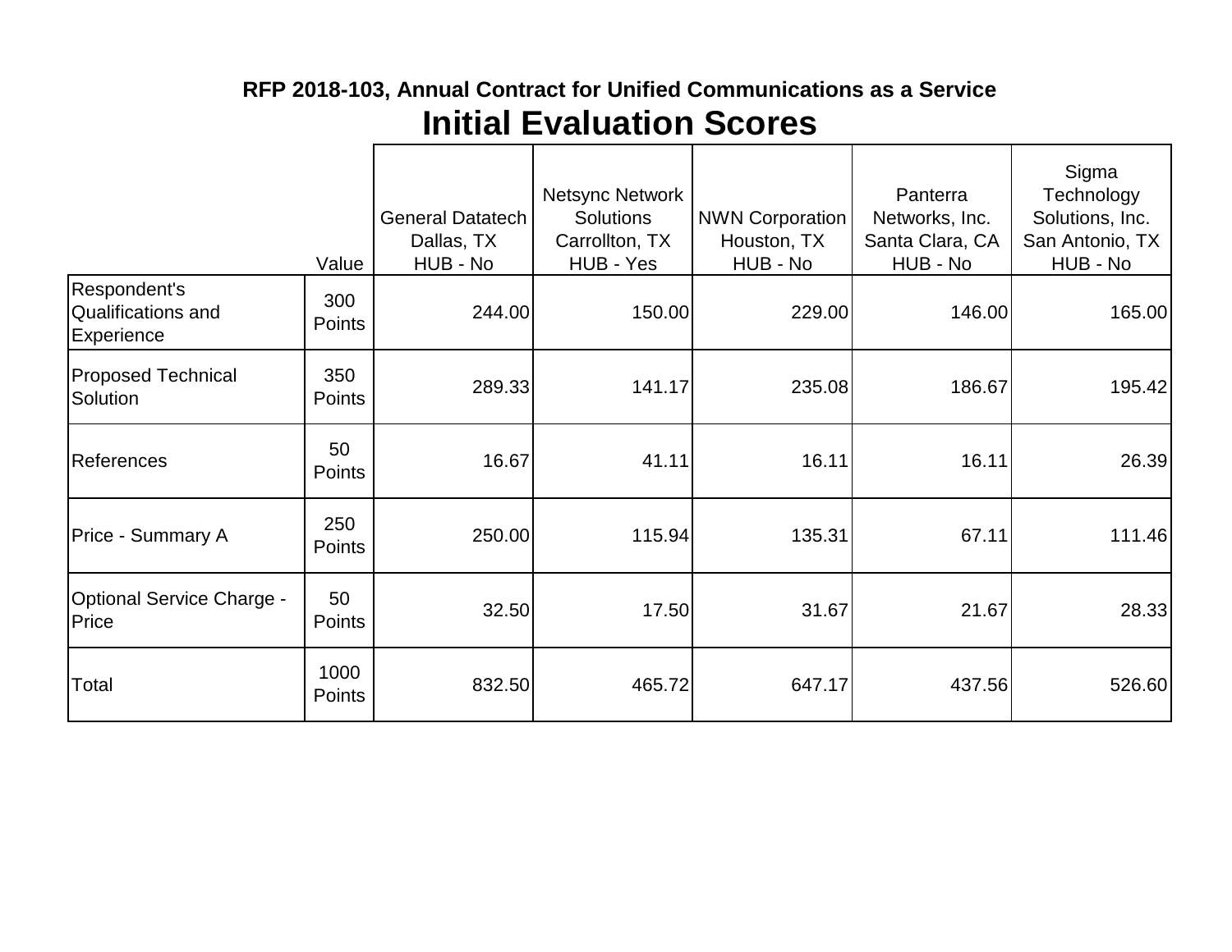## RFP 2018-103, Annual Contract for Unified Communications as a Service

# Initial Evaluation Scores

| | Value | General Datatech Dallas, TX HUB - No | Netsync Network Solutions Carrollton, TX HUB - Yes | NWN Corporation Houston, TX HUB - No | Panterra Networks, Inc. Santa Clara, CA HUB - No | Sigma Technology Solutions, Inc. San Antonio, TX HUB - No |
|---|---|---|---|---|---|---|
| Respondent's Qualifications and Experience | 300 Points | 244.00 | 150.00 | 229.00 | 146.00 | 165.00 |
| Proposed Technical Solution | 350 Points | 289.33 | 141.17 | 235.08 | 186.67 | 195.42 |
| References | 50 Points | 16.67 | 41.11 | 16.11 | 16.11 | 26.39 |
| Price - Summary A | 250 Points | 250.00 | 115.94 | 135.31 | 67.11 | 111.46 |
| Optional Service Charge - Price | 50 Points | 32.50 | 17.50 | 31.67 | 21.67 | 28.33 |
| Total | 1000 Points | 832.50 | 465.72 | 647.17 | 437.56 | 526.60 |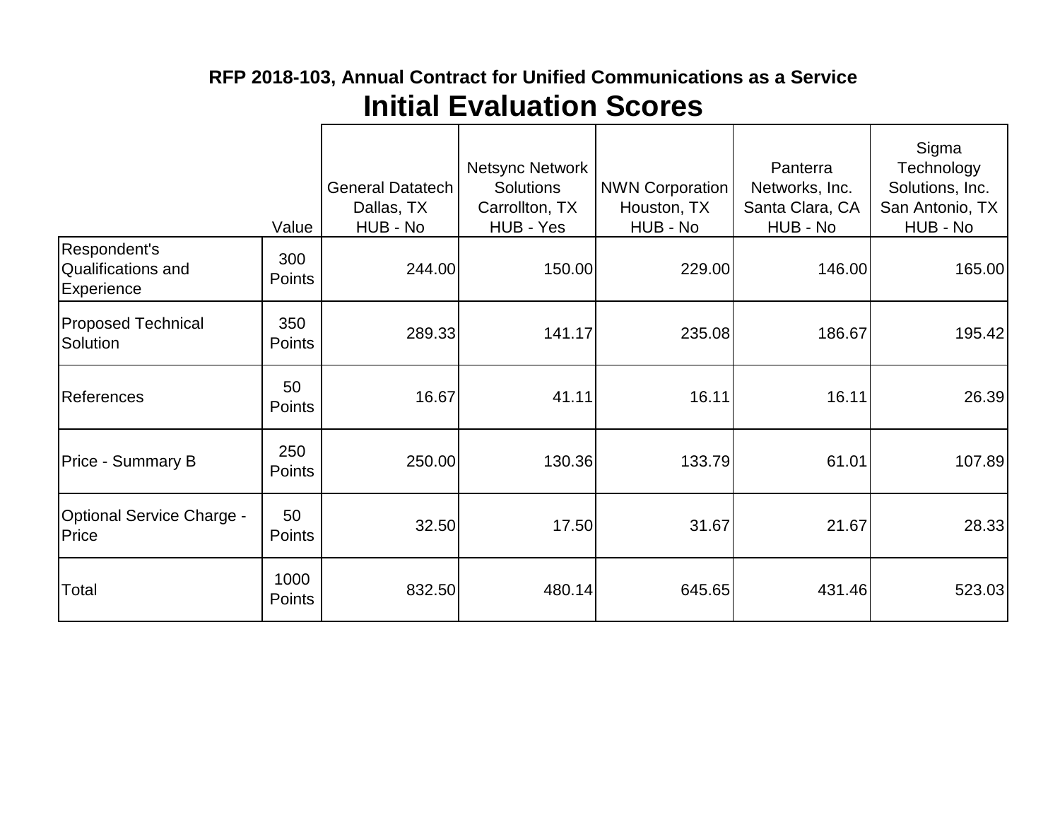**RFP 2018-103, Annual Contract for Unified Communications as a Service**

# Initial Evaluation Scores

| | Value | General Datatech<br>Dallas, TX<br>HUB - No | Netsync Network Solutions<br>Carrollton, TX<br>HUB - Yes | NWN Corporation<br>Houston, TX<br>HUB - No | Panterra Networks, Inc.<br>Santa Clara, CA<br>HUB - No | Sigma Technology Solutions, Inc.<br>San Antonio, TX<br>HUB - No |
|---|---|---|---|---|---|---|
| Respondent's Qualifications and Experience | 300 Points | 244.00 | 150.00 | 229.00 | 146.00 | 165.00 |
| Proposed Technical Solution | 350 Points | 289.33 | 141.17 | 235.08 | 186.67 | 195.42 |
| References | 50 Points | 16.67 | 41.11 | 16.11 | 16.11 | 26.39 |
| Price - Summary B | 250 Points | 250.00 | 130.36 | 133.79 | 61.01 | 107.89 |
| Optional Service Charge - Price | 50 Points | 32.50 | 17.50 | 31.67 | 21.67 | 28.33 |
| Total | 1000 Points | 832.50 | 480.14 | 645.65 | 431.46 | 523.03 |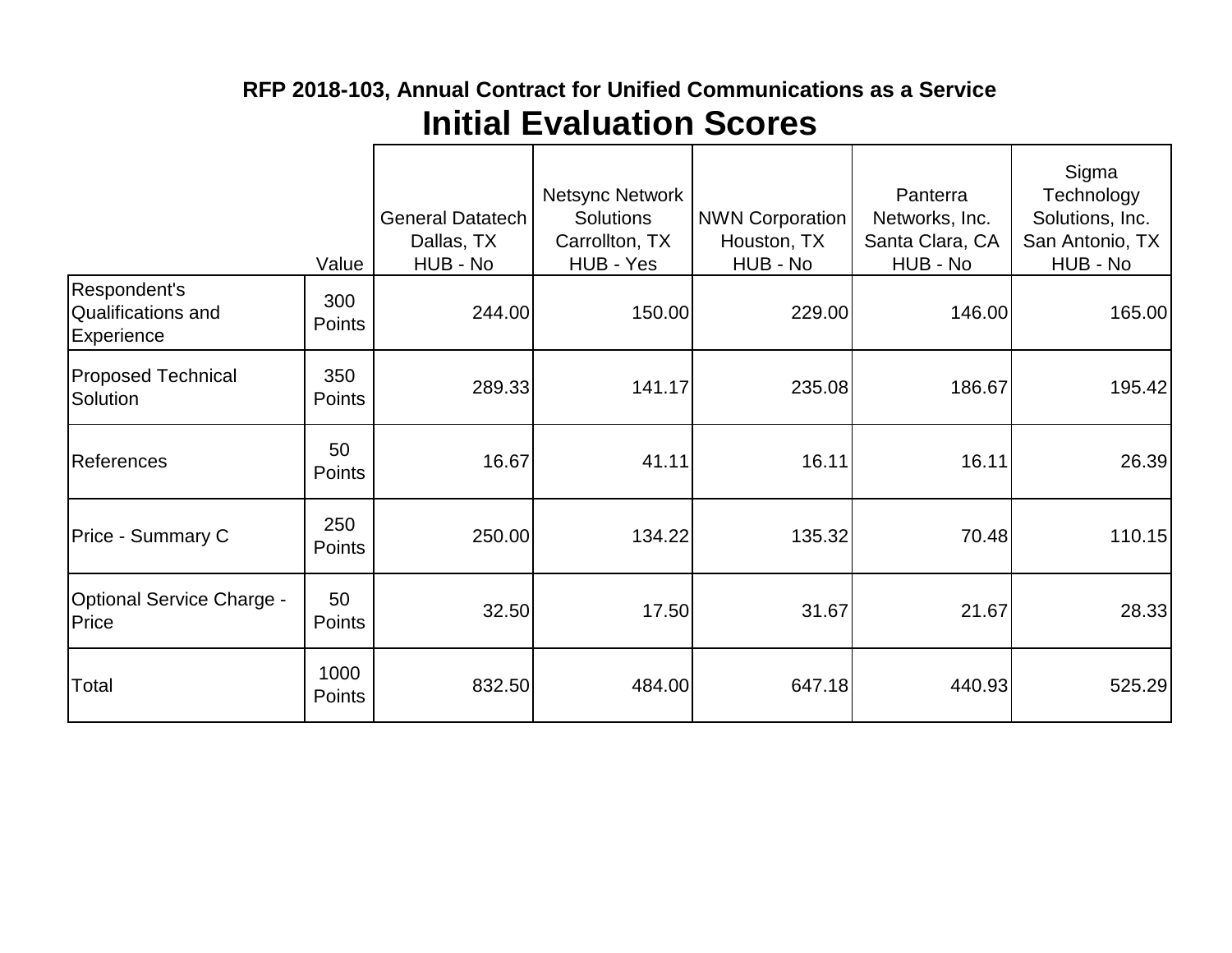**RFP 2018-103, Annual Contract for Unified Communications as a Service**

# Initial Evaluation Scores

| | Value | General Datatech Dallas, TX HUB - No | Netsync Network Solutions Carrollton, TX HUB - Yes | NWN Corporation Houston, TX HUB - No | Panterra Networks, Inc. Santa Clara, CA HUB - No | Sigma Technology Solutions, Inc. San Antonio, TX HUB - No |
|---|---|---|---|---|---|---|
| Respondent's Qualifications and Experience | 300 Points | 244.00 | 150.00 | 229.00 | 146.00 | 165.00 |
| Proposed Technical Solution | 350 Points | 289.33 | 141.17 | 235.08 | 186.67 | 195.42 |
| References | 50 Points | 16.67 | 41.11 | 16.11 | 16.11 | 26.39 |
| Price - Summary C | 250 Points | 250.00 | 134.22 | 135.32 | 70.48 | 110.15 |
| Optional Service Charge - Price | 50 Points | 32.50 | 17.50 | 31.67 | 21.67 | 28.33 |
| Total | 1000 Points | 832.50 | 484.00 | 647.18 | 440.93 | 525.29 |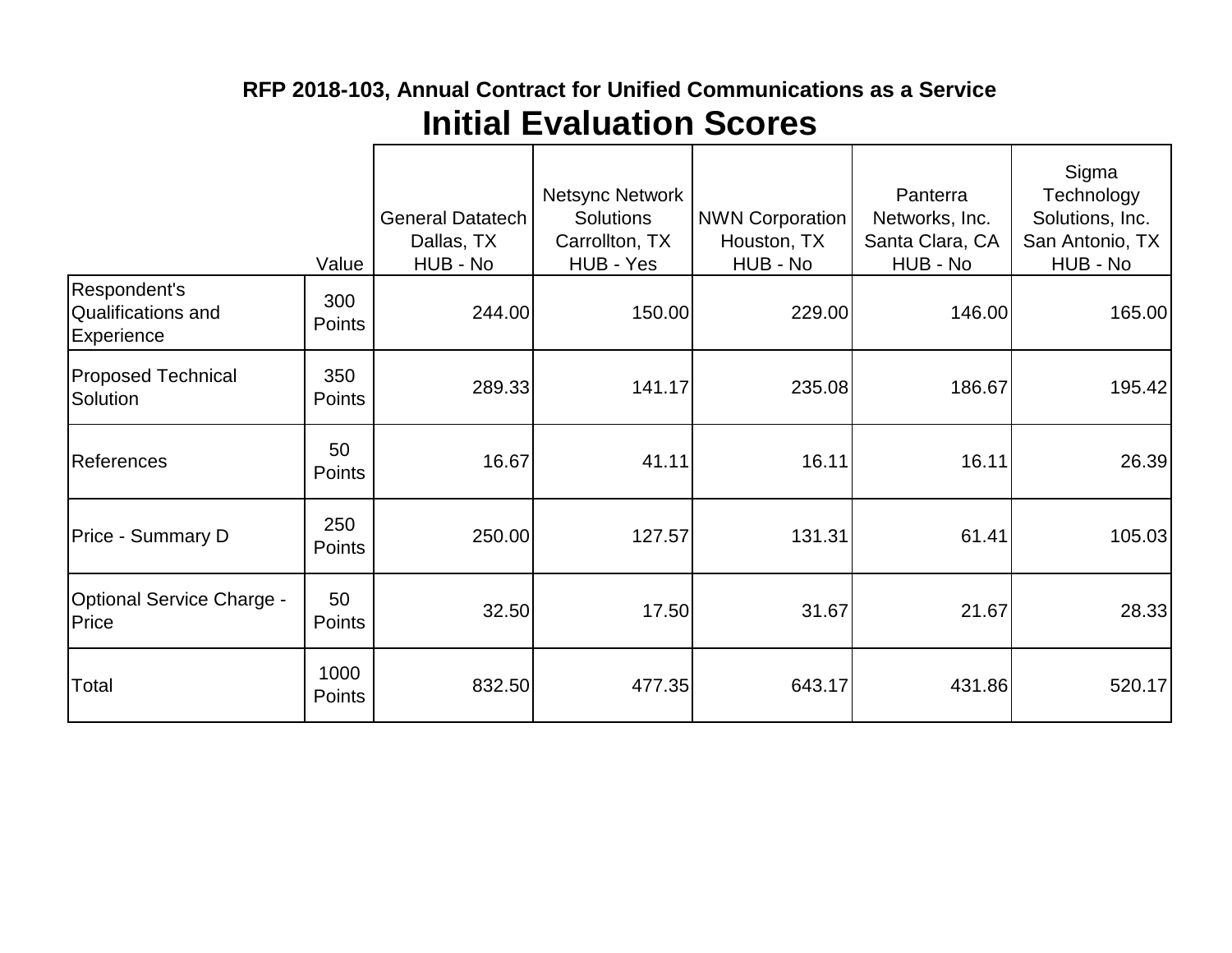## RFP 2018-103, Annual Contract for Unified Communications as a Service

# Initial Evaluation Scores

| | Value | General Datatech Dallas, TX HUB - No | Netsync Network Solutions Carrollton, TX HUB - Yes | NWN Corporation Houston, TX HUB - No | Panterra Networks, Inc. Santa Clara, CA HUB - No | Sigma Technology Solutions, Inc. San Antonio, TX HUB - No |
|---|---|---|---|---|---|---|
| Respondent's Qualifications and Experience | 300 Points | 244.00 | 150.00 | 229.00 | 146.00 | 165.00 |
| Proposed Technical Solution | 350 Points | 289.33 | 141.17 | 235.08 | 186.67 | 195.42 |
| References | 50 Points | 16.67 | 41.11 | 16.11 | 16.11 | 26.39 |
| Price - Summary D | 250 Points | 250.00 | 127.57 | 131.31 | 61.41 | 105.03 |
| Optional Service Charge - Price | 50 Points | 32.50 | 17.50 | 31.67 | 21.67 | 28.33 |
| Total | 1000 Points | 832.50 | 477.35 | 643.17 | 431.86 | 520.17 |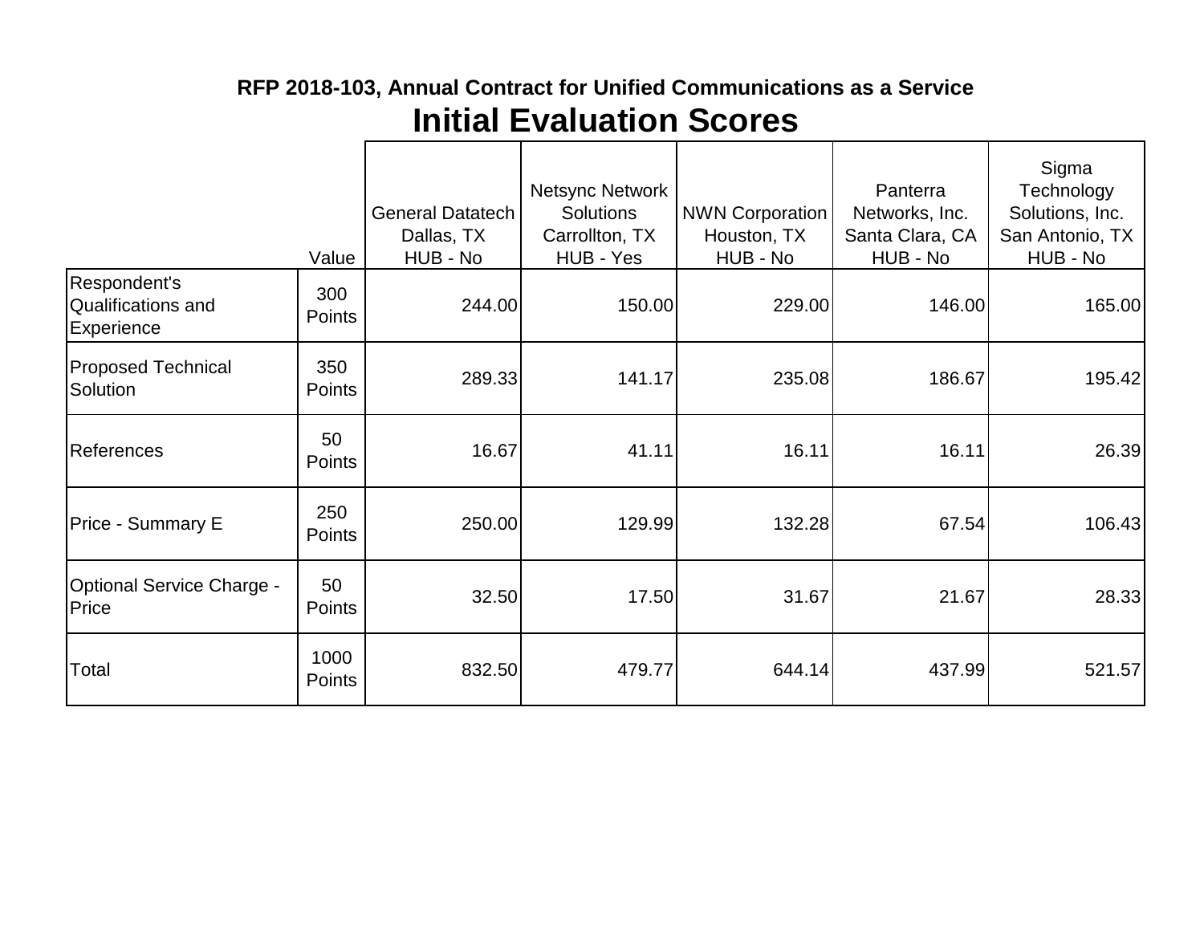## RFP 2018-103, Annual Contract for Unified Communications as a Service

# Initial Evaluation Scores

| | Value | General Datatech Dallas, TX HUB - No | Netsync Network Solutions Carrollton, TX HUB - Yes | NWN Corporation Houston, TX HUB - No | Panterra Networks, Inc. Santa Clara, CA HUB - No | Sigma Technology Solutions, Inc. San Antonio, TX HUB - No |
|---|---|---|---|---|---|---|
| Respondent's Qualifications and Experience | 300 Points | 244.00 | 150.00 | 229.00 | 146.00 | 165.00 |
| Proposed Technical Solution | 350 Points | 289.33 | 141.17 | 235.08 | 186.67 | 195.42 |
| References | 50 Points | 16.67 | 41.11 | 16.11 | 16.11 | 26.39 |
| Price - Summary E | 250 Points | 250.00 | 129.99 | 132.28 | 67.54 | 106.43 |
| Optional Service Charge - Price | 50 Points | 32.50 | 17.50 | 31.67 | 21.67 | 28.33 |
| Total | 1000 Points | 832.50 | 479.77 | 644.14 | 437.99 | 521.57 |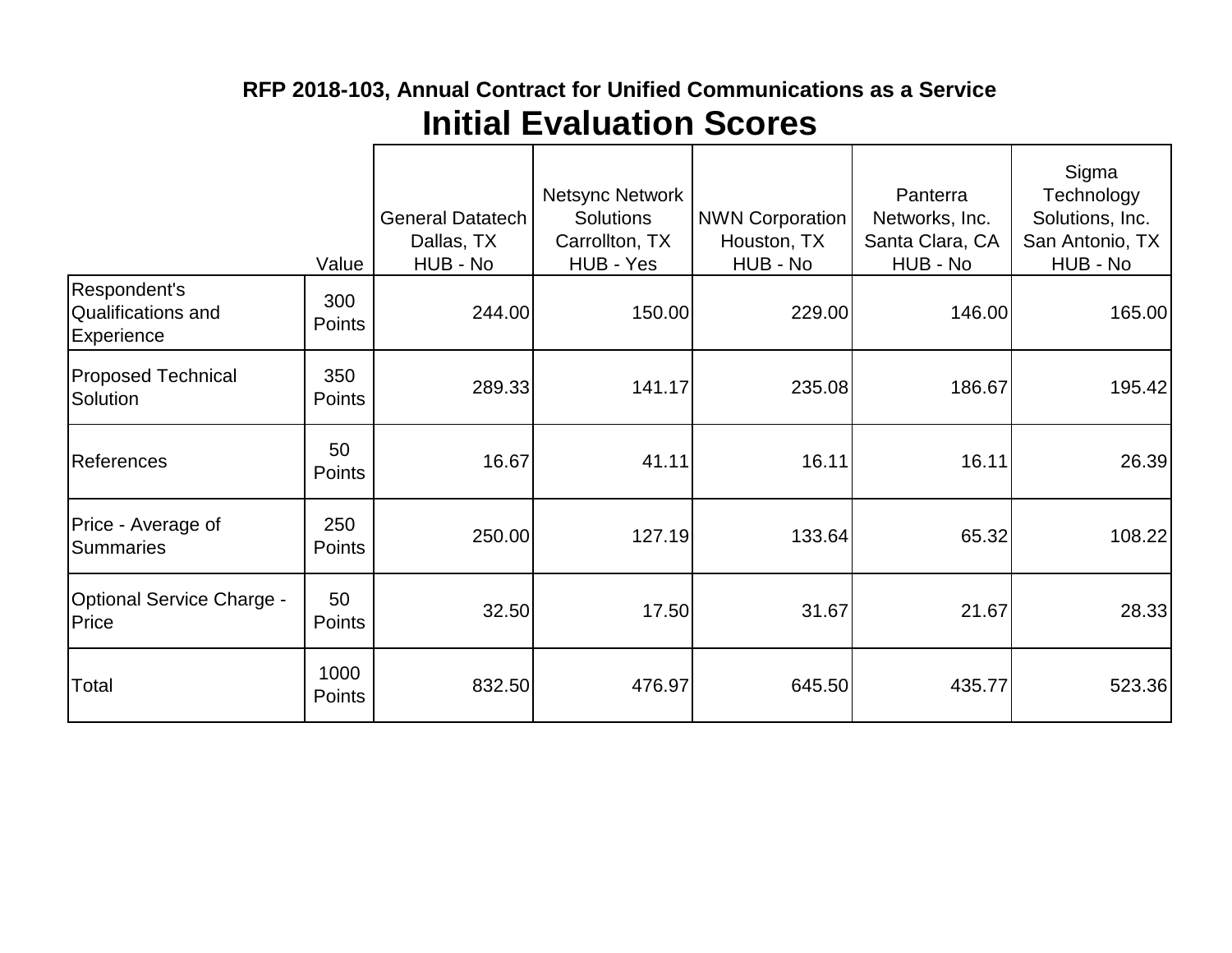## RFP 2018-103, Annual Contract for Unified Communications as a Service

# Initial Evaluation Scores

| | Value | General Datatech Dallas, TX HUB - No | Netsync Network Solutions Carrollton, TX HUB - Yes | NWN Corporation Houston, TX HUB - No | Panterra Networks, Inc. Santa Clara, CA HUB - No | Sigma Technology Solutions, Inc. San Antonio, TX HUB - No |
|---|---|---|---|---|---|---|
| Respondent's Qualifications and Experience | 300 Points | 244.00 | 150.00 | 229.00 | 146.00 | 165.00 |
| Proposed Technical Solution | 350 Points | 289.33 | 141.17 | 235.08 | 186.67 | 195.42 |
| References | 50 Points | 16.67 | 41.11 | 16.11 | 16.11 | 26.39 |
| Price - Average of Summaries | 250 Points | 250.00 | 127.19 | 133.64 | 65.32 | 108.22 |
| Optional Service Charge - Price | 50 Points | 32.50 | 17.50 | 31.67 | 21.67 | 28.33 |
| Total | 1000 Points | 832.50 | 476.97 | 645.50 | 435.77 | 523.36 |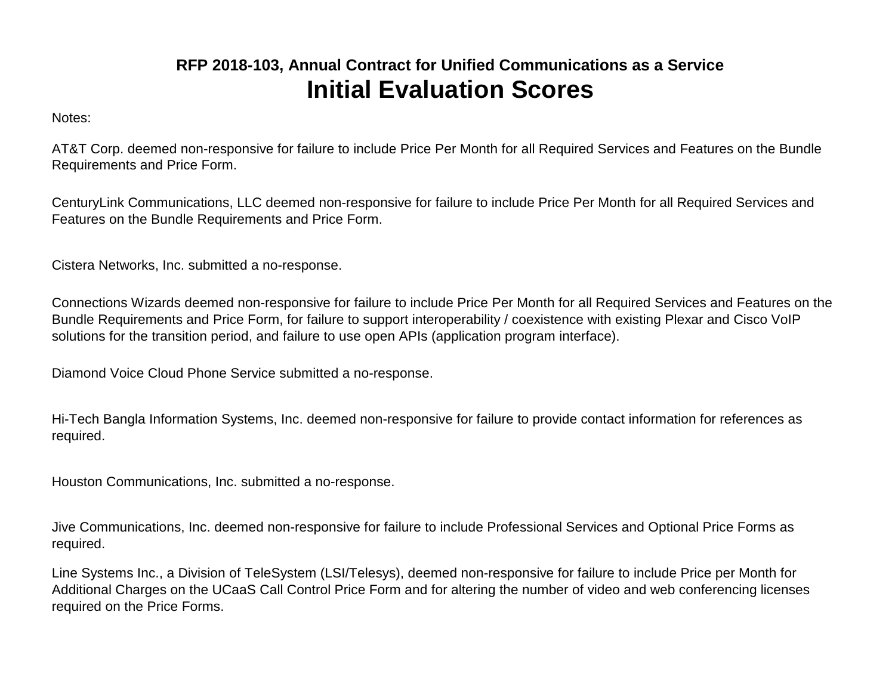## RFP 2018-103, Annual Contract for Unified Communications as a Service

# Initial Evaluation Scores

Notes:

AT&T Corp. deemed non-responsive for failure to include Price Per Month for all Required Services and Features on the Bundle Requirements and Price Form.

CenturyLink Communications, LLC deemed non-responsive for failure to include Price Per Month for all Required Services and Features on the Bundle Requirements and Price Form.

Cistera Networks, Inc. submitted a no-response.

Connections Wizards deemed non-responsive for failure to include Price Per Month for all Required Services and Features on the Bundle Requirements and Price Form, for failure to support interoperability / coexistence with existing Plexar and Cisco VoIP solutions for the transition period, and failure to use open APIs (application program interface).

Diamond Voice Cloud Phone Service submitted a no-response.

Hi-Tech Bangla Information Systems, Inc. deemed non-responsive for failure to provide contact information for references as required.

Houston Communications, Inc. submitted a no-response.

Jive Communications, Inc. deemed non-responsive for failure to include Professional Services and Optional Price Forms as required.

Line Systems Inc., a Division of TeleSystem (LSI/Telesys), deemed non-responsive for failure to include Price per Month for Additional Charges on the UCaaS Call Control Price Form and for altering the number of video and web conferencing licenses required on the Price Forms.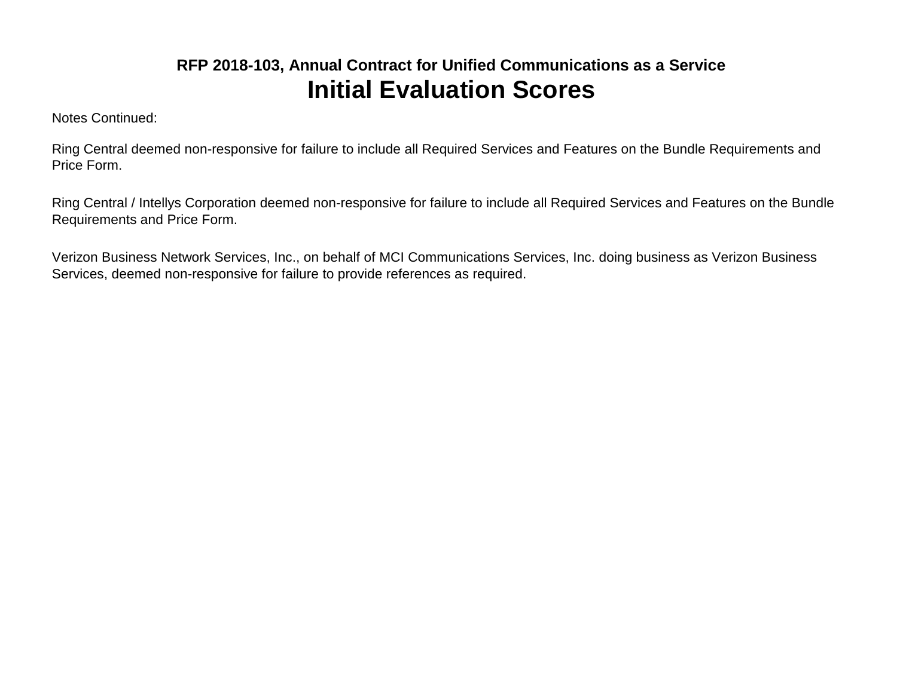**RFP 2018-103, Annual Contract for Unified Communications as a Service**

# Initial Evaluation Scores

Notes Continued:

Ring Central deemed non-responsive for failure to include all Required Services and Features on the Bundle Requirements and Price Form.

Ring Central / Intellys Corporation deemed non-responsive for failure to include all Required Services and Features on the Bundle Requirements and Price Form.

Verizon Business Network Services, Inc., on behalf of MCI Communications Services, Inc. doing business as Verizon Business Services, deemed non-responsive for failure to provide references as required.